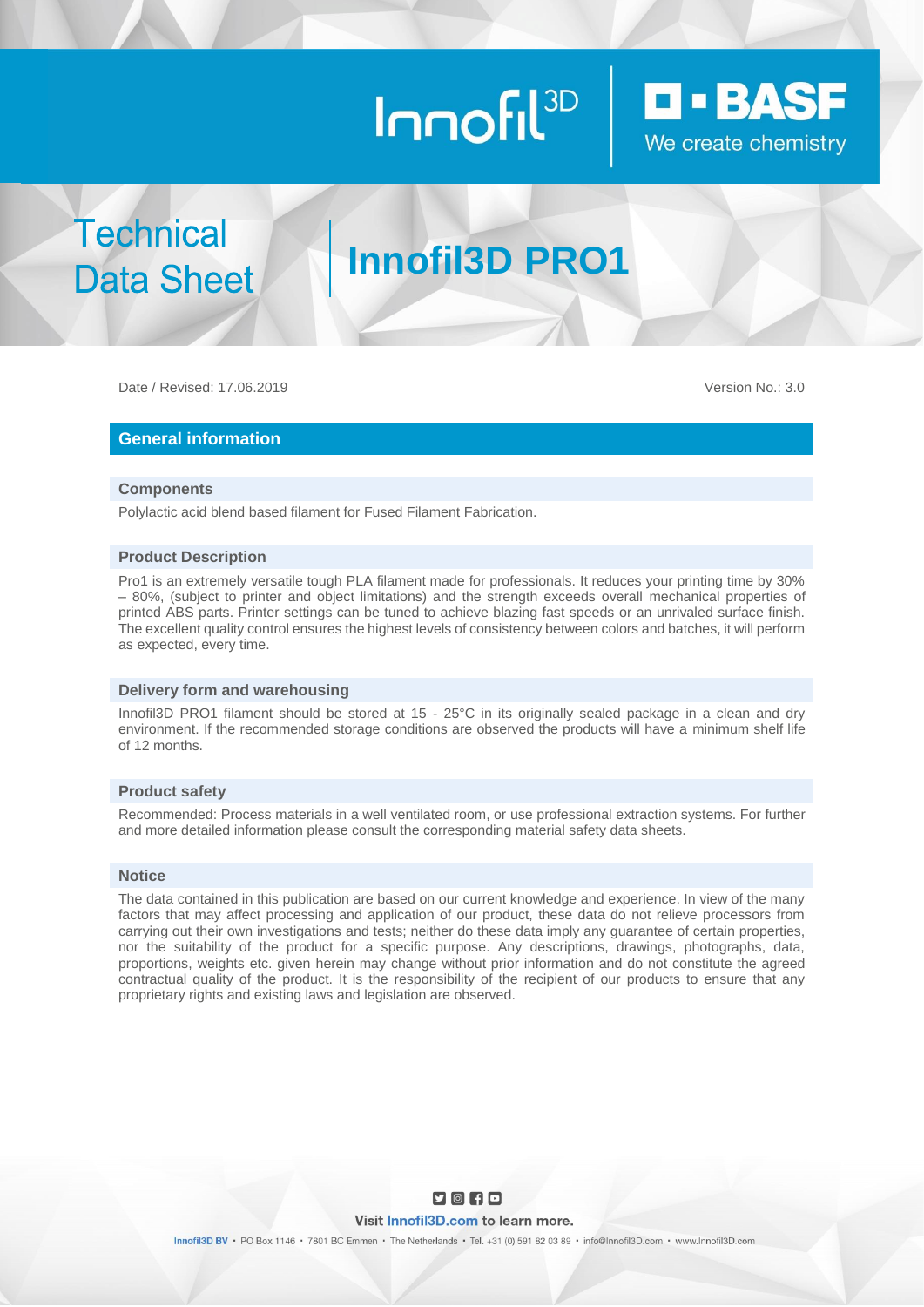Innofil3D | BASF We create chemistry

# Technical Data Sheet | Innofil3D PRO1

Date / Revised: 17.06.2019

Version No.: 3.0

## General information

### Components

Polylactic acid blend based filament for Fused Filament Fabrication.

### Product Description

Pro1 is an extremely versatile tough PLA filament made for professionals. It reduces your printing time by 30% – 80%, (subject to printer and object limitations) and the strength exceeds overall mechanical properties of printed ABS parts. Printer settings can be tuned to achieve blazing fast speeds or an unrivaled surface finish. The excellent quality control ensures the highest levels of consistency between colors and batches, it will perform as expected, every time.

### Delivery form and warehousing

Innofil3D PRO1 filament should be stored at 15 - 25°C in its originally sealed package in a clean and dry environment. If the recommended storage conditions are observed the products will have a minimum shelf life of 12 months.

### Product safety

Recommended: Process materials in a well ventilated room, or use professional extraction systems. For further and more detailed information please consult the corresponding material safety data sheets.

### Notice

The data contained in this publication are based on our current knowledge and experience. In view of the many factors that may affect processing and application of our product, these data do not relieve processors from carrying out their own investigations and tests; neither do these data imply any guarantee of certain properties, nor the suitability of the product for a specific purpose. Any descriptions, drawings, photographs, data, proportions, weights etc. given herein may change without prior information and do not constitute the agreed contractual quality of the product. It is the responsibility of the recipient of our products to ensure that any proprietary rights and existing laws and legislation are observed.

Visit Innofil3D.com to learn more.

Innofil3D BV • PO Box 1146 • 7801 BC Emmen • The Netherlands • Tel. +31 (0) 591 82 03 89 • info@Innofil3D.com • www.Innofil3D.com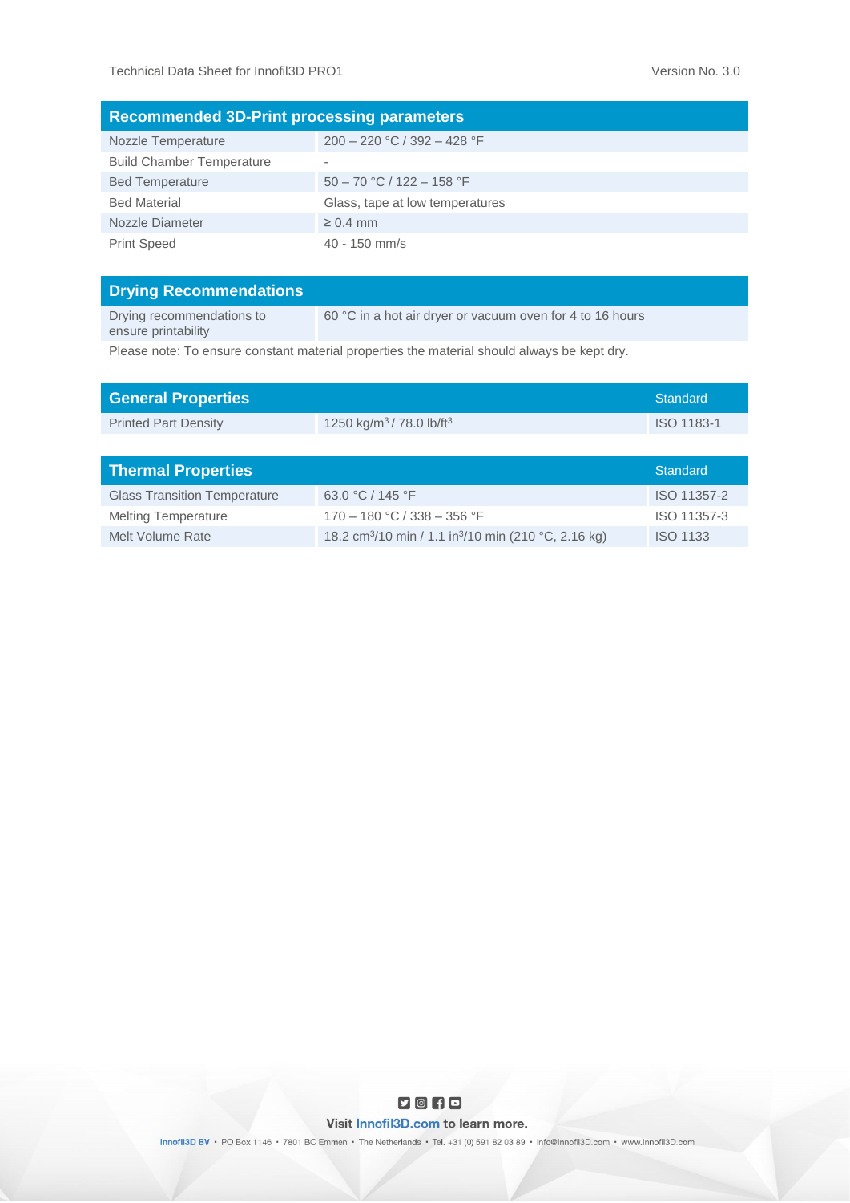## Recommended 3D-Print processing parameters

| Recommended 3D-Print processing parameters | |
|---|---|
| Nozzle Temperature | 200 – 220 °C / 392 – 428 °F |
| Build Chamber Temperature | - |
| Bed Temperature | 50 – 70 °C / 122 – 158 °F |
| Bed Material | Glass, tape at low temperatures |
| Nozzle Diameter | ≥ 0.4 mm |
| Print Speed | 40 - 150 mm/s |

## Drying Recommendations

| Drying Recommendations | |
|---|---|
| Drying recommendations to ensure printability | 60 °C in a hot air dryer or vacuum oven for 4 to 16 hours |

Please note: To ensure constant material properties the material should always be kept dry.

## General Properties

| General Properties | | Standard |
|---|---|---|
| Printed Part Density | 1250 kg/m$^3$ / 78.0 lb/ft$^3$ | ISO 1183-1 |

## Thermal Properties

| Thermal Properties | | Standard |
|---|---|---|
| Glass Transition Temperature | 63.0 °C / 145 °F | ISO 11357-2 |
| Melting Temperature | 170 – 180 °C / 338 – 356 °F | ISO 11357-3 |
| Melt Volume Rate | 18.2 cm$^3$/10 min / 1.1 in$^3$/10 min (210 °C, 2.16 kg) | ISO 1133 |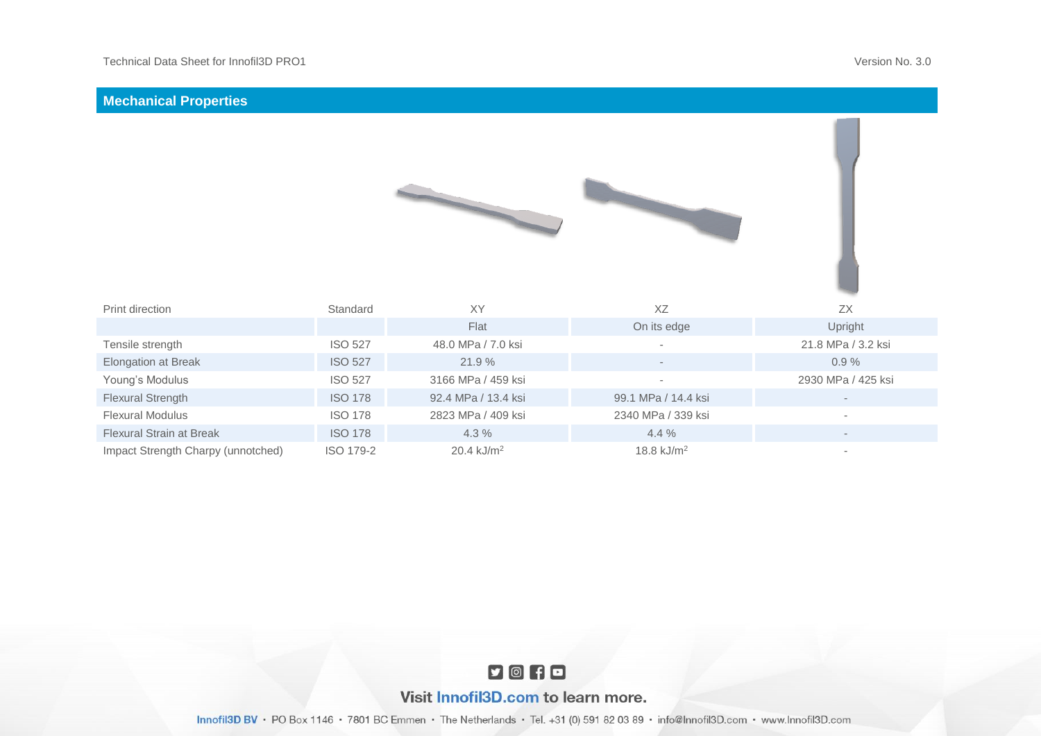## Mechanical Properties

| Print direction | Standard | XY | XZ | ZX |
| --- | --- | --- | --- | --- |
| | | Flat | On its edge | Upright |
| Tensile strength | ISO 527 | 48.0 MPa / 7.0 ksi | - | 21.8 MPa / 3.2 ksi |
| Elongation at Break | ISO 527 | 21.9 % | - | 0.9 % |
| Young's Modulus | ISO 527 | 3166 MPa / 459 ksi | - | 2930 MPa / 425 ksi |
| Flexural Strength | ISO 178 | 92.4 MPa / 13.4 ksi | 99.1 MPa / 14.4 ksi | - |
| Flexural Modulus | ISO 178 | 2823 MPa / 409 ksi | 2340 MPa / 339 ksi | - |
| Flexural Strain at Break | ISO 178 | 4.3 % | 4.4 % | - |
| Impact Strength Charpy (unnotched) | ISO 179-2 | 20.4 $kJ/m^2$ | 18.8 $kJ/m^2$ | - |